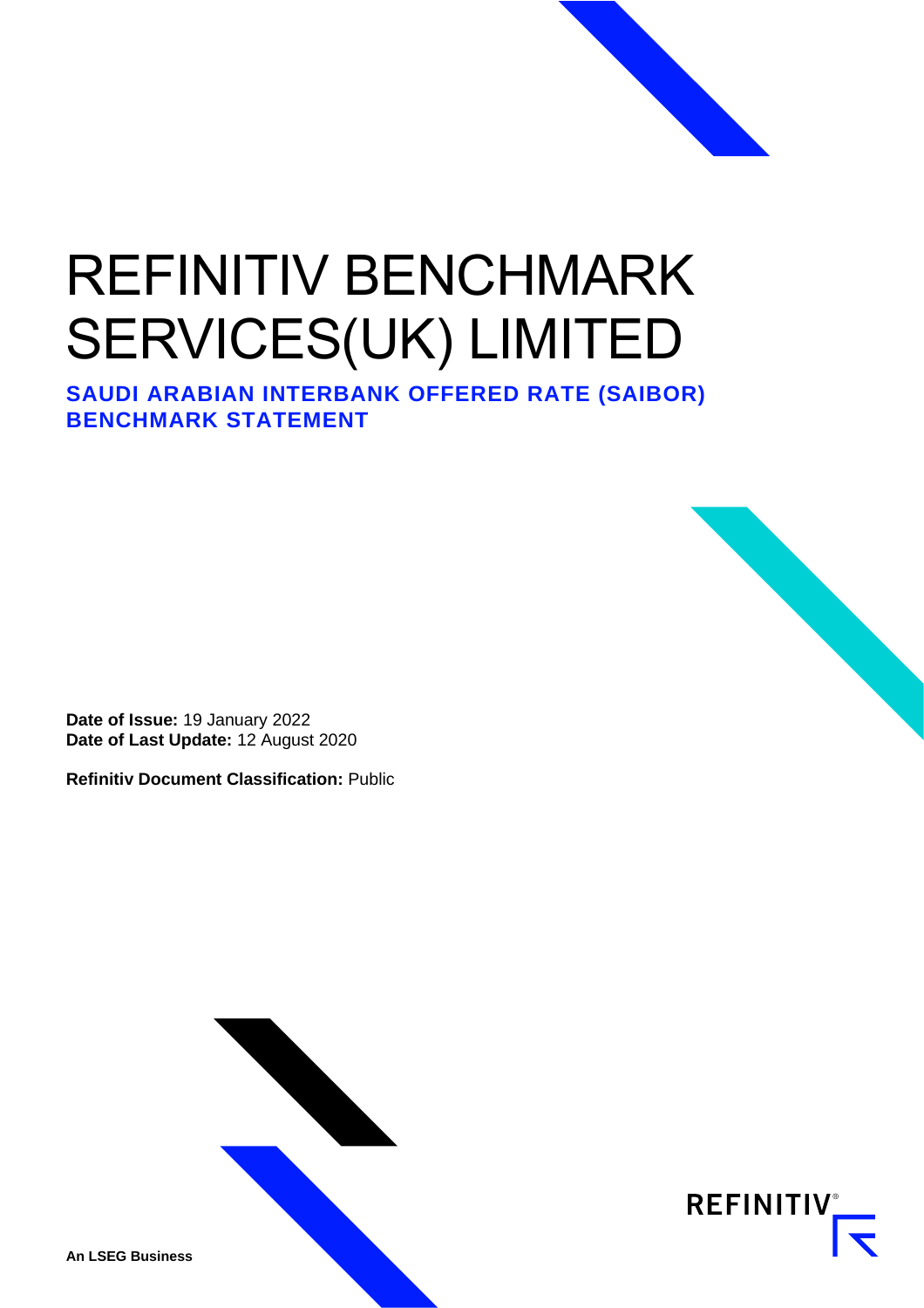# REFINITIV BENCHMARK SERVICES(UK) LIMITED

## SAUDI ARABIAN INTERBANK OFFERED RATE (SAIBOR) BENCHMARK STATEMENT

**Date of Issue:** 19 January 2022
**Date of Last Update:** 12 August 2020

**Refinitiv Document Classification:** Public

**An LSEG Business**

REFINITIV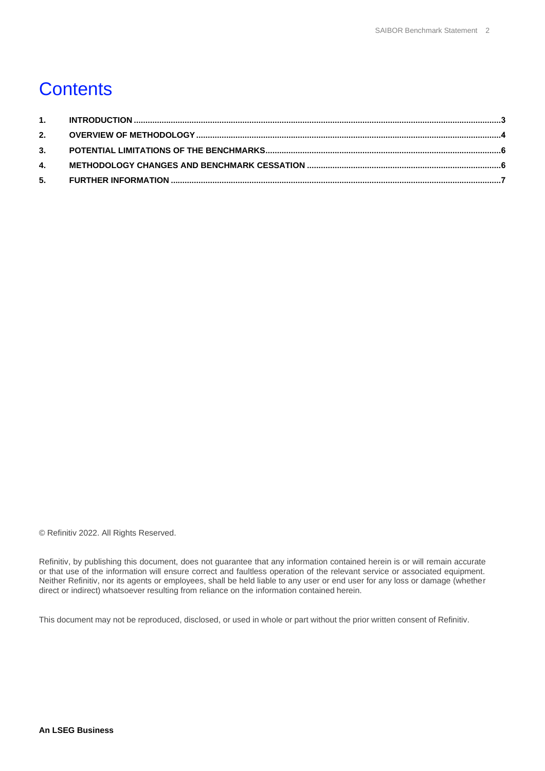# Contents

| | | |
|---|---|---|
| **1.** | **INTRODUCTION** | **3** |
| **2.** | **OVERVIEW OF METHODOLOGY** | **4** |
| **3.** | **POTENTIAL LIMITATIONS OF THE BENCHMARKS** | **6** |
| **4.** | **METHODOLOGY CHANGES AND BENCHMARK CESSATION** | **6** |
| **5.** | **FURTHER INFORMATION** | **7** |

© Refinitiv 2022. All Rights Reserved.

Refinitiv, by publishing this document, does not guarantee that any information contained herein is or will remain accurate or that use of the information will ensure correct and faultless operation of the relevant service or associated equipment. Neither Refinitiv, nor its agents or employees, shall be held liable to any user or end user for any loss or damage (whether direct or indirect) whatsoever resulting from reliance on the information contained herein.

This document may not be reproduced, disclosed, or used in whole or part without the prior written consent of Refinitiv.

**An LSEG Business**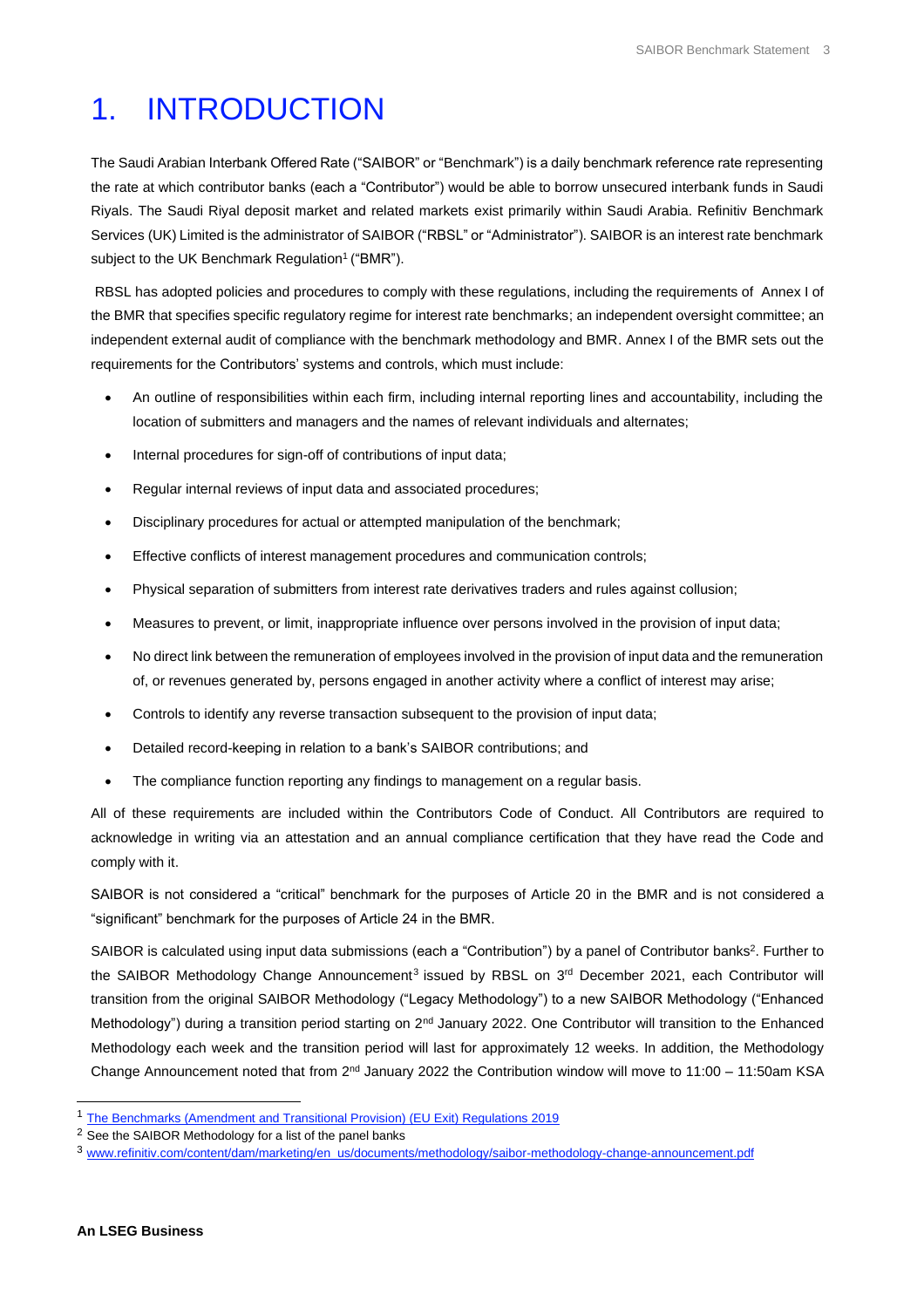# 1. INTRODUCTION

The Saudi Arabian Interbank Offered Rate ("SAIBOR" or "Benchmark") is a daily benchmark reference rate representing the rate at which contributor banks (each a "Contributor") would be able to borrow unsecured interbank funds in Saudi Riyals. The Saudi Riyal deposit market and related markets exist primarily within Saudi Arabia. Refinitiv Benchmark Services (UK) Limited is the administrator of SAIBOR ("RBSL" or "Administrator"). SAIBOR is an interest rate benchmark subject to the UK Benchmark Regulation[1] ("BMR").

RBSL has adopted policies and procedures to comply with these regulations, including the requirements of Annex I of the BMR that specifies specific regulatory regime for interest rate benchmarks; an independent oversight committee; an independent external audit of compliance with the benchmark methodology and BMR. Annex I of the BMR sets out the requirements for the Contributors' systems and controls, which must include:

- An outline of responsibilities within each firm, including internal reporting lines and accountability, including the location of submitters and managers and the names of relevant individuals and alternates;
- Internal procedures for sign-off of contributions of input data;
- Regular internal reviews of input data and associated procedures;
- Disciplinary procedures for actual or attempted manipulation of the benchmark;
- Effective conflicts of interest management procedures and communication controls;
- Physical separation of submitters from interest rate derivatives traders and rules against collusion;
- Measures to prevent, or limit, inappropriate influence over persons involved in the provision of input data;
- No direct link between the remuneration of employees involved in the provision of input data and the remuneration of, or revenues generated by, persons engaged in another activity where a conflict of interest may arise;
- Controls to identify any reverse transaction subsequent to the provision of input data;
- Detailed record-keeping in relation to a bank's SAIBOR contributions; and
- The compliance function reporting any findings to management on a regular basis.

All of these requirements are included within the Contributors Code of Conduct. All Contributors are required to acknowledge in writing via an attestation and an annual compliance certification that they have read the Code and comply with it.

SAIBOR is not considered a "critical" benchmark for the purposes of Article 20 in the BMR and is not considered a "significant" benchmark for the purposes of Article 24 in the BMR.

SAIBOR is calculated using input data submissions (each a "Contribution") by a panel of Contributor banks[2]. Further to the SAIBOR Methodology Change Announcement[3] issued by RBSL on 3rd December 2021, each Contributor will transition from the original SAIBOR Methodology ("Legacy Methodology") to a new SAIBOR Methodology ("Enhanced Methodology") during a transition period starting on 2nd January 2022. One Contributor will transition to the Enhanced Methodology each week and the transition period will last for approximately 12 weeks. In addition, the Methodology Change Announcement noted that from 2nd January 2022 the Contribution window will move to 11:00 – 11:50am KSA

---

[1] The Benchmarks (Amendment and Transitional Provision) (EU Exit) Regulations 2019

[2] See the SAIBOR Methodology for a list of the panel banks

[3] www.refinitiv.com/content/dam/marketing/en_us/documents/methodology/saibor-methodology-change-announcement.pdf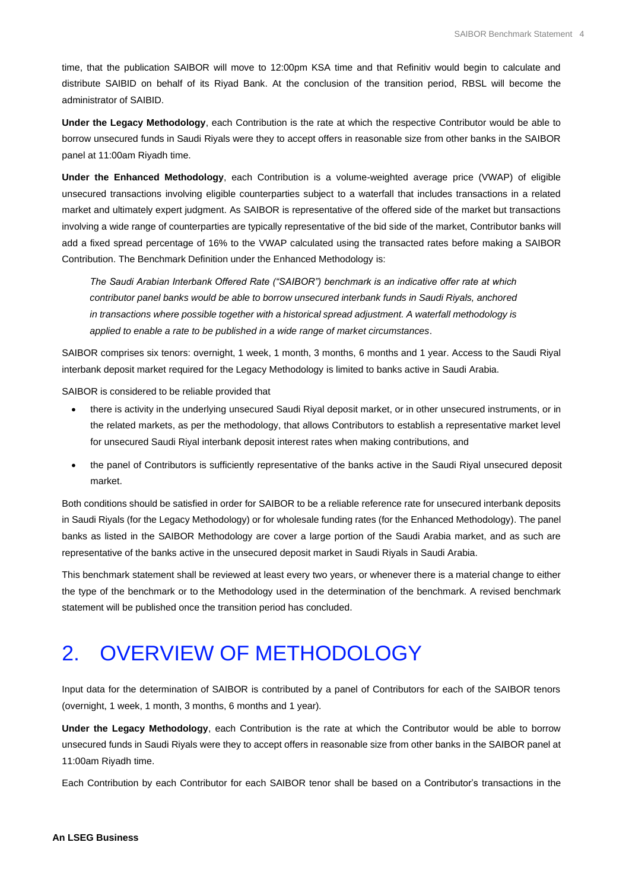time, that the publication SAIBOR will move to 12:00pm KSA time and that Refinitiv would begin to calculate and distribute SAIBID on behalf of its Riyad Bank. At the conclusion of the transition period, RBSL will become the administrator of SAIBID.

**Under the Legacy Methodology**, each Contribution is the rate at which the respective Contributor would be able to borrow unsecured funds in Saudi Riyals were they to accept offers in reasonable size from other banks in the SAIBOR panel at 11:00am Riyadh time.

**Under the Enhanced Methodology**, each Contribution is a volume-weighted average price (VWAP) of eligible unsecured transactions involving eligible counterparties subject to a waterfall that includes transactions in a related market and ultimately expert judgment. As SAIBOR is representative of the offered side of the market but transactions involving a wide range of counterparties are typically representative of the bid side of the market, Contributor banks will add a fixed spread percentage of 16% to the VWAP calculated using the transacted rates before making a SAIBOR Contribution. The Benchmark Definition under the Enhanced Methodology is:

> *The Saudi Arabian Interbank Offered Rate ("SAIBOR") benchmark is an indicative offer rate at which contributor panel banks would be able to borrow unsecured interbank funds in Saudi Riyals, anchored in transactions where possible together with a historical spread adjustment. A waterfall methodology is applied to enable a rate to be published in a wide range of market circumstances*.

SAIBOR comprises six tenors: overnight, 1 week, 1 month, 3 months, 6 months and 1 year. Access to the Saudi Riyal interbank deposit market required for the Legacy Methodology is limited to banks active in Saudi Arabia.

SAIBOR is considered to be reliable provided that

- there is activity in the underlying unsecured Saudi Riyal deposit market, or in other unsecured instruments, or in the related markets, as per the methodology, that allows Contributors to establish a representative market level for unsecured Saudi Riyal interbank deposit interest rates when making contributions, and
- the panel of Contributors is sufficiently representative of the banks active in the Saudi Riyal unsecured deposit market.

Both conditions should be satisfied in order for SAIBOR to be a reliable reference rate for unsecured interbank deposits in Saudi Riyals (for the Legacy Methodology) or for wholesale funding rates (for the Enhanced Methodology). The panel banks as listed in the SAIBOR Methodology are cover a large portion of the Saudi Arabia market, and as such are representative of the banks active in the unsecured deposit market in Saudi Riyals in Saudi Arabia.

This benchmark statement shall be reviewed at least every two years, or whenever there is a material change to either the type of the benchmark or to the Methodology used in the determination of the benchmark. A revised benchmark statement will be published once the transition period has concluded.

# 2. OVERVIEW OF METHODOLOGY

Input data for the determination of SAIBOR is contributed by a panel of Contributors for each of the SAIBOR tenors (overnight, 1 week, 1 month, 3 months, 6 months and 1 year).

**Under the Legacy Methodology**, each Contribution is the rate at which the Contributor would be able to borrow unsecured funds in Saudi Riyals were they to accept offers in reasonable size from other banks in the SAIBOR panel at 11:00am Riyadh time.

Each Contribution by each Contributor for each SAIBOR tenor shall be based on a Contributor's transactions in the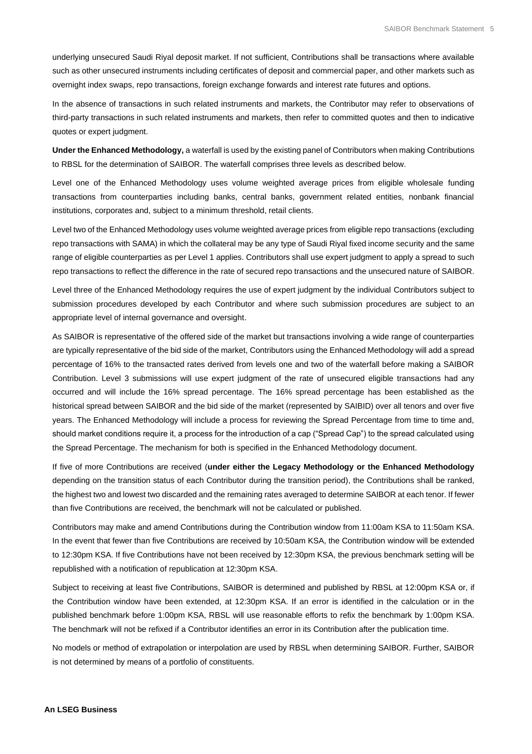underlying unsecured Saudi Riyal deposit market. If not sufficient, Contributions shall be transactions where available such as other unsecured instruments including certificates of deposit and commercial paper, and other markets such as overnight index swaps, repo transactions, foreign exchange forwards and interest rate futures and options.

In the absence of transactions in such related instruments and markets, the Contributor may refer to observations of third-party transactions in such related instruments and markets, then refer to committed quotes and then to indicative quotes or expert judgment.

**Under the Enhanced Methodology,** a waterfall is used by the existing panel of Contributors when making Contributions to RBSL for the determination of SAIBOR. The waterfall comprises three levels as described below.

Level one of the Enhanced Methodology uses volume weighted average prices from eligible wholesale funding transactions from counterparties including banks, central banks, government related entities, nonbank financial institutions, corporates and, subject to a minimum threshold, retail clients.

Level two of the Enhanced Methodology uses volume weighted average prices from eligible repo transactions (excluding repo transactions with SAMA) in which the collateral may be any type of Saudi Riyal fixed income security and the same range of eligible counterparties as per Level 1 applies. Contributors shall use expert judgment to apply a spread to such repo transactions to reflect the difference in the rate of secured repo transactions and the unsecured nature of SAIBOR.

Level three of the Enhanced Methodology requires the use of expert judgment by the individual Contributors subject to submission procedures developed by each Contributor and where such submission procedures are subject to an appropriate level of internal governance and oversight.

As SAIBOR is representative of the offered side of the market but transactions involving a wide range of counterparties are typically representative of the bid side of the market, Contributors using the Enhanced Methodology will add a spread percentage of 16% to the transacted rates derived from levels one and two of the waterfall before making a SAIBOR Contribution. Level 3 submissions will use expert judgment of the rate of unsecured eligible transactions had any occurred and will include the 16% spread percentage. The 16% spread percentage has been established as the historical spread between SAIBOR and the bid side of the market (represented by SAIBID) over all tenors and over five years. The Enhanced Methodology will include a process for reviewing the Spread Percentage from time to time and, should market conditions require it, a process for the introduction of a cap ("Spread Cap") to the spread calculated using the Spread Percentage. The mechanism for both is specified in the Enhanced Methodology document.

If five of more Contributions are received (**under either the Legacy Methodology or the Enhanced Methodology** depending on the transition status of each Contributor during the transition period), the Contributions shall be ranked, the highest two and lowest two discarded and the remaining rates averaged to determine SAIBOR at each tenor. If fewer than five Contributions are received, the benchmark will not be calculated or published.

Contributors may make and amend Contributions during the Contribution window from 11:00am KSA to 11:50am KSA. In the event that fewer than five Contributions are received by 10:50am KSA, the Contribution window will be extended to 12:30pm KSA. If five Contributions have not been received by 12:30pm KSA, the previous benchmark setting will be republished with a notification of republication at 12:30pm KSA.

Subject to receiving at least five Contributions, SAIBOR is determined and published by RBSL at 12:00pm KSA or, if the Contribution window have been extended, at 12:30pm KSA. If an error is identified in the calculation or in the published benchmark before 1:00pm KSA, RBSL will use reasonable efforts to refix the benchmark by 1:00pm KSA. The benchmark will not be refixed if a Contributor identifies an error in its Contribution after the publication time.

No models or method of extrapolation or interpolation are used by RBSL when determining SAIBOR. Further, SAIBOR is not determined by means of a portfolio of constituents.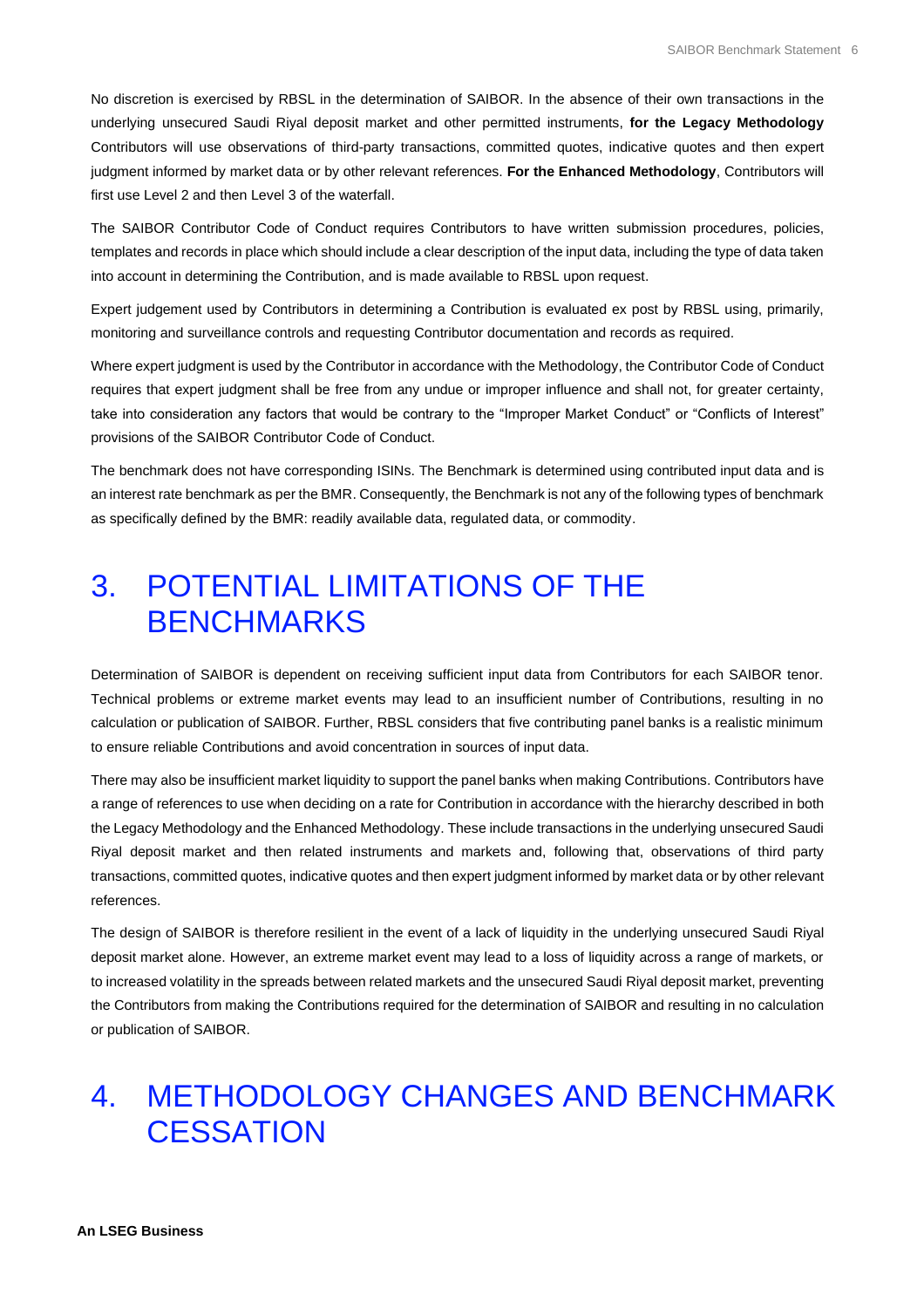No discretion is exercised by RBSL in the determination of SAIBOR. In the absence of their own transactions in the underlying unsecured Saudi Riyal deposit market and other permitted instruments, **for the Legacy Methodology** Contributors will use observations of third-party transactions, committed quotes, indicative quotes and then expert judgment informed by market data or by other relevant references. **For the Enhanced Methodology**, Contributors will first use Level 2 and then Level 3 of the waterfall.

The SAIBOR Contributor Code of Conduct requires Contributors to have written submission procedures, policies, templates and records in place which should include a clear description of the input data, including the type of data taken into account in determining the Contribution, and is made available to RBSL upon request.

Expert judgement used by Contributors in determining a Contribution is evaluated ex post by RBSL using, primarily, monitoring and surveillance controls and requesting Contributor documentation and records as required.

Where expert judgment is used by the Contributor in accordance with the Methodology, the Contributor Code of Conduct requires that expert judgment shall be free from any undue or improper influence and shall not, for greater certainty, take into consideration any factors that would be contrary to the "Improper Market Conduct" or "Conflicts of Interest" provisions of the SAIBOR Contributor Code of Conduct.

The benchmark does not have corresponding ISINs. The Benchmark is determined using contributed input data and is an interest rate benchmark as per the BMR. Consequently, the Benchmark is not any of the following types of benchmark as specifically defined by the BMR: readily available data, regulated data, or commodity.

# 3. POTENTIAL LIMITATIONS OF THE BENCHMARKS

Determination of SAIBOR is dependent on receiving sufficient input data from Contributors for each SAIBOR tenor. Technical problems or extreme market events may lead to an insufficient number of Contributions, resulting in no calculation or publication of SAIBOR. Further, RBSL considers that five contributing panel banks is a realistic minimum to ensure reliable Contributions and avoid concentration in sources of input data.

There may also be insufficient market liquidity to support the panel banks when making Contributions. Contributors have a range of references to use when deciding on a rate for Contribution in accordance with the hierarchy described in both the Legacy Methodology and the Enhanced Methodology. These include transactions in the underlying unsecured Saudi Riyal deposit market and then related instruments and markets and, following that, observations of third party transactions, committed quotes, indicative quotes and then expert judgment informed by market data or by other relevant references.

The design of SAIBOR is therefore resilient in the event of a lack of liquidity in the underlying unsecured Saudi Riyal deposit market alone. However, an extreme market event may lead to a loss of liquidity across a range of markets, or to increased volatility in the spreads between related markets and the unsecured Saudi Riyal deposit market, preventing the Contributors from making the Contributions required for the determination of SAIBOR and resulting in no calculation or publication of SAIBOR.

# 4. METHODOLOGY CHANGES AND BENCHMARK CESSATION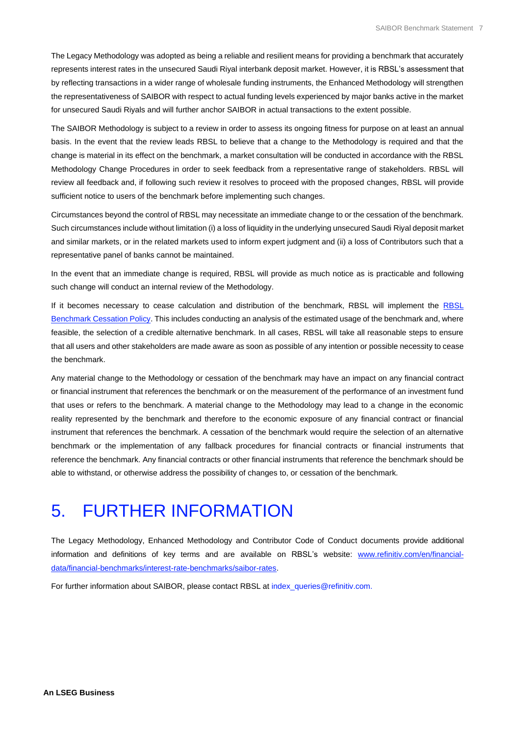The Legacy Methodology was adopted as being a reliable and resilient means for providing a benchmark that accurately represents interest rates in the unsecured Saudi Riyal interbank deposit market. However, it is RBSL's assessment that by reflecting transactions in a wider range of wholesale funding instruments, the Enhanced Methodology will strengthen the representativeness of SAIBOR with respect to actual funding levels experienced by major banks active in the market for unsecured Saudi Riyals and will further anchor SAIBOR in actual transactions to the extent possible.

The SAIBOR Methodology is subject to a review in order to assess its ongoing fitness for purpose on at least an annual basis. In the event that the review leads RBSL to believe that a change to the Methodology is required and that the change is material in its effect on the benchmark, a market consultation will be conducted in accordance with the RBSL Methodology Change Procedures in order to seek feedback from a representative range of stakeholders. RBSL will review all feedback and, if following such review it resolves to proceed with the proposed changes, RBSL will provide sufficient notice to users of the benchmark before implementing such changes.

Circumstances beyond the control of RBSL may necessitate an immediate change to or the cessation of the benchmark. Such circumstances include without limitation (i) a loss of liquidity in the underlying unsecured Saudi Riyal deposit market and similar markets, or in the related markets used to inform expert judgment and (ii) a loss of Contributors such that a representative panel of banks cannot be maintained.

In the event that an immediate change is required, RBSL will provide as much notice as is practicable and following such change will conduct an internal review of the Methodology.

If it becomes necessary to cease calculation and distribution of the benchmark, RBSL will implement the [RBSL Benchmark Cessation Policy](). This includes conducting an analysis of the estimated usage of the benchmark and, where feasible, the selection of a credible alternative benchmark. In all cases, RBSL will take all reasonable steps to ensure that all users and other stakeholders are made aware as soon as possible of any intention or possible necessity to cease the benchmark.

Any material change to the Methodology or cessation of the benchmark may have an impact on any financial contract or financial instrument that references the benchmark or on the measurement of the performance of an investment fund that uses or refers to the benchmark. A material change to the Methodology may lead to a change in the economic reality represented by the benchmark and therefore to the economic exposure of any financial contract or financial instrument that references the benchmark. A cessation of the benchmark would require the selection of an alternative benchmark or the implementation of any fallback procedures for financial contracts or financial instruments that reference the benchmark. Any financial contracts or other financial instruments that reference the benchmark should be able to withstand, or otherwise address the possibility of changes to, or cessation of the benchmark.

# 5. FURTHER INFORMATION

The Legacy Methodology, Enhanced Methodology and Contributor Code of Conduct documents provide additional information and definitions of key terms and are available on RBSL's website: www.refinitiv.com/en/financial-data/financial-benchmarks/interest-rate-benchmarks/saibor-rates.

For further information about SAIBOR, please contact RBSL at index_queries@refinitiv.com.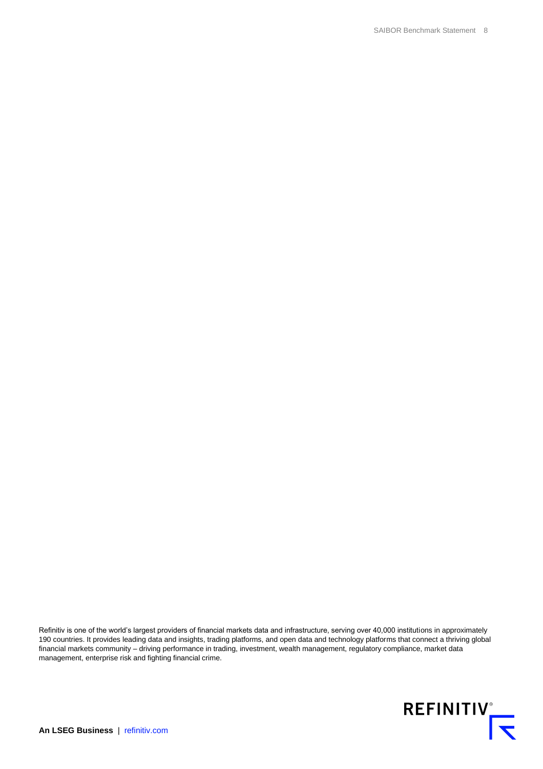Refinitiv is one of the world's largest providers of financial markets data and infrastructure, serving over 40,000 institutions in approximately 190 countries. It provides leading data and insights, trading platforms, and open data and technology platforms that connect a thriving global financial markets community – driving performance in trading, investment, wealth management, regulatory compliance, market data management, enterprise risk and fighting financial crime.

**An LSEG Business** | refinitiv.com

REFINITIV®